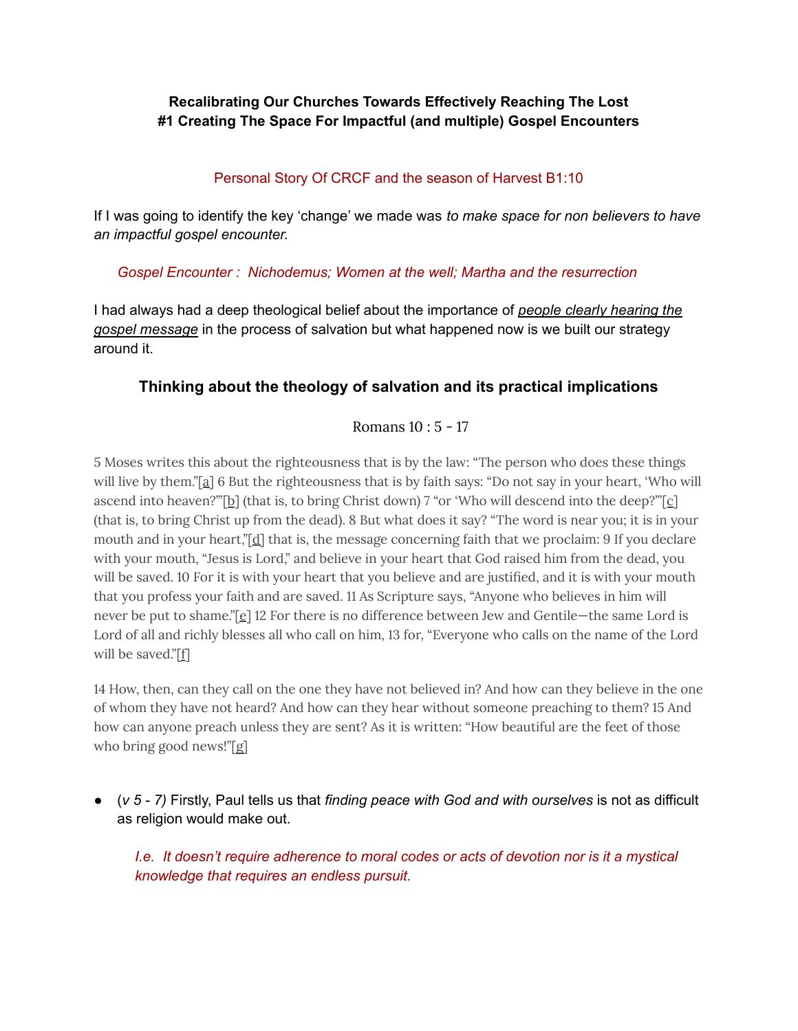**Recalibrating Our Churches Towards Effectively Reaching The Lost**
**#1 Creating The Space For Impactful (and multiple) Gospel Encounters**

Personal Story Of CRCF and the season of Harvest B1:10

If I was going to identify the key 'change' we made was *to make space for non believers to have an impactful gospel encounter.*

*Gospel Encounter : Nichodemus; Women at the well; Martha and the resurrection*

I had always had a deep theological belief about the importance of ***people clearly hearing the gospel message*** in the process of salvation but what happened now is we built our strategy around it.

## Thinking about the theology of salvation and its practical implications

Romans 10 : 5 - 17

5 Moses writes this about the righteousness that is by the law: "The person who does these things will live by them."[a] 6 But the righteousness that is by faith says: "Do not say in your heart, 'Who will ascend into heaven?'"[b] (that is, to bring Christ down) 7 "or 'Who will descend into the deep?'"[c] (that is, to bring Christ up from the dead). 8 But what does it say? "The word is near you; it is in your mouth and in your heart,"[d] that is, the message concerning faith that we proclaim: 9 If you declare with your mouth, "Jesus is Lord," and believe in your heart that God raised him from the dead, you will be saved. 10 For it is with your heart that you believe and are justified, and it is with your mouth that you profess your faith and are saved. 11 As Scripture says, "Anyone who believes in him will never be put to shame."[e] 12 For there is no difference between Jew and Gentile—the same Lord is Lord of all and richly blesses all who call on him, 13 for, "Everyone who calls on the name of the Lord will be saved."[f]

14 How, then, can they call on the one they have not believed in? And how can they believe in the one of whom they have not heard? And how can they hear without someone preaching to them? 15 And how can anyone preach unless they are sent? As it is written: "How beautiful are the feet of those who bring good news!"[g]

- (*v 5 - 7)* Firstly, Paul tells us that *finding peace with God and with ourselves* is not as difficult as religion would make out.

  *I.e. It doesn't require adherence to moral codes or acts of devotion nor is it a mystical knowledge that requires an endless pursuit.*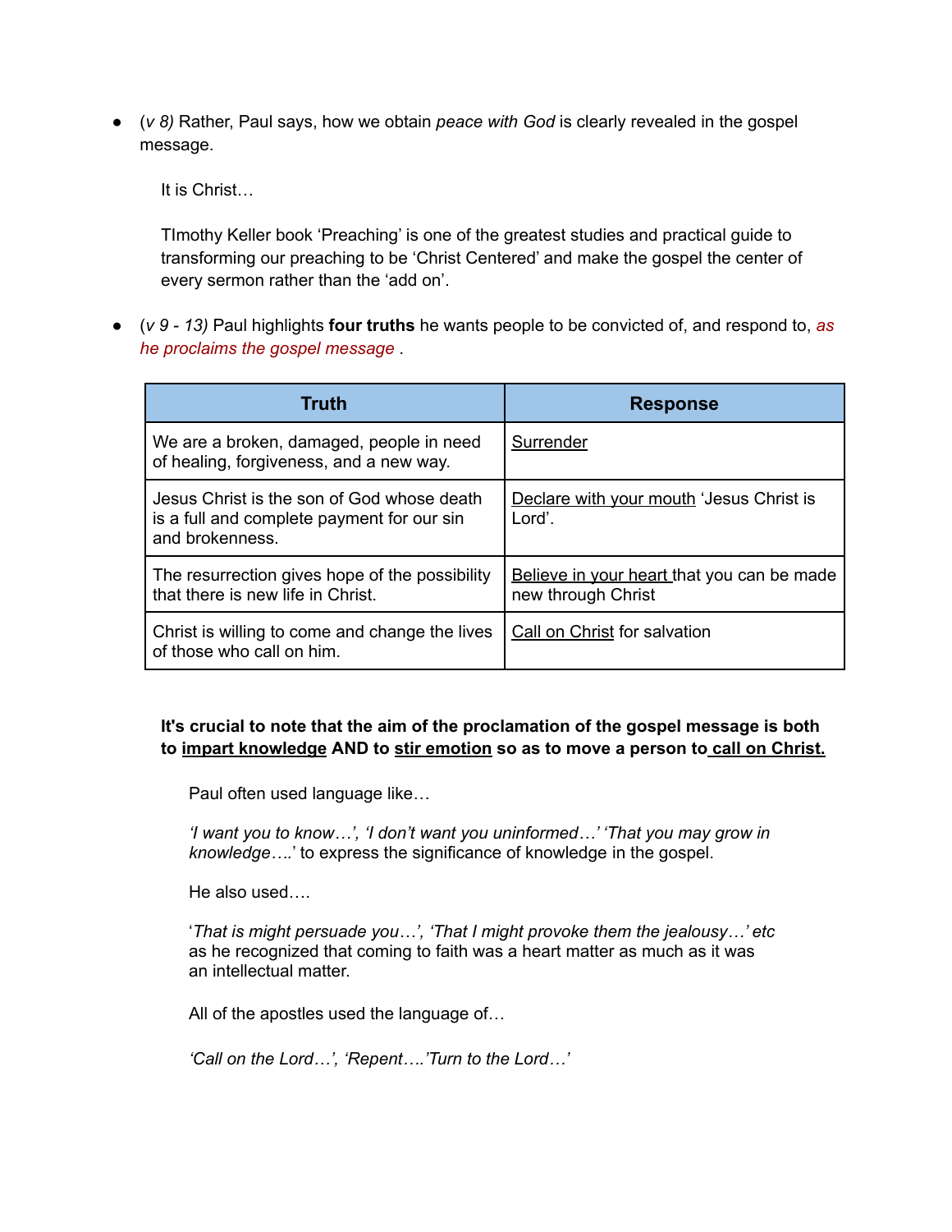- (*v 8)* Rather, Paul says, how we obtain *peace with God* is clearly revealed in the gospel message.

  It is Christ…

  TImothy Keller book 'Preaching' is one of the greatest studies and practical guide to transforming our preaching to be 'Christ Centered' and make the gospel the center of every sermon rather than the 'add on'.

- (*v 9 - 13)* Paul highlights **four truths** he wants people to be convicted of, and respond to, *as he proclaims the gospel message* .

| Truth | Response |
|---|---|
| We are a broken, damaged, people in need of healing, forgiveness, and a new way. | <u>Surrender</u> |
| Jesus Christ is the son of God whose death is a full and complete payment for our sin and brokenness. | <u>Declare with your mouth</u> 'Jesus Christ is Lord'. |
| The resurrection gives hope of the possibility that there is new life in Christ. | <u>Believe in your heart</u> that you can be made new through Christ |
| Christ is willing to come and change the lives of those who call on him. | <u>Call on Christ</u> for salvation |

**It's crucial to note that the aim of the proclamation of the gospel message is both to <u>impart knowledge</u> AND to <u>stir emotion</u> so as to move a person to <u>call on Christ.</u>**

Paul often used language like…

*'I want you to know…', 'I don't want you uninformed…' 'That you may grow in knowledge….'* to express the significance of knowledge in the gospel.

He also used….

'*That is might persuade you…', 'That I might provoke them the jealousy…' etc* as he recognized that coming to faith was a heart matter as much as it was an intellectual matter.

All of the apostles used the language of…

*'Call on the Lord…', 'Repent….'Turn to the Lord…'*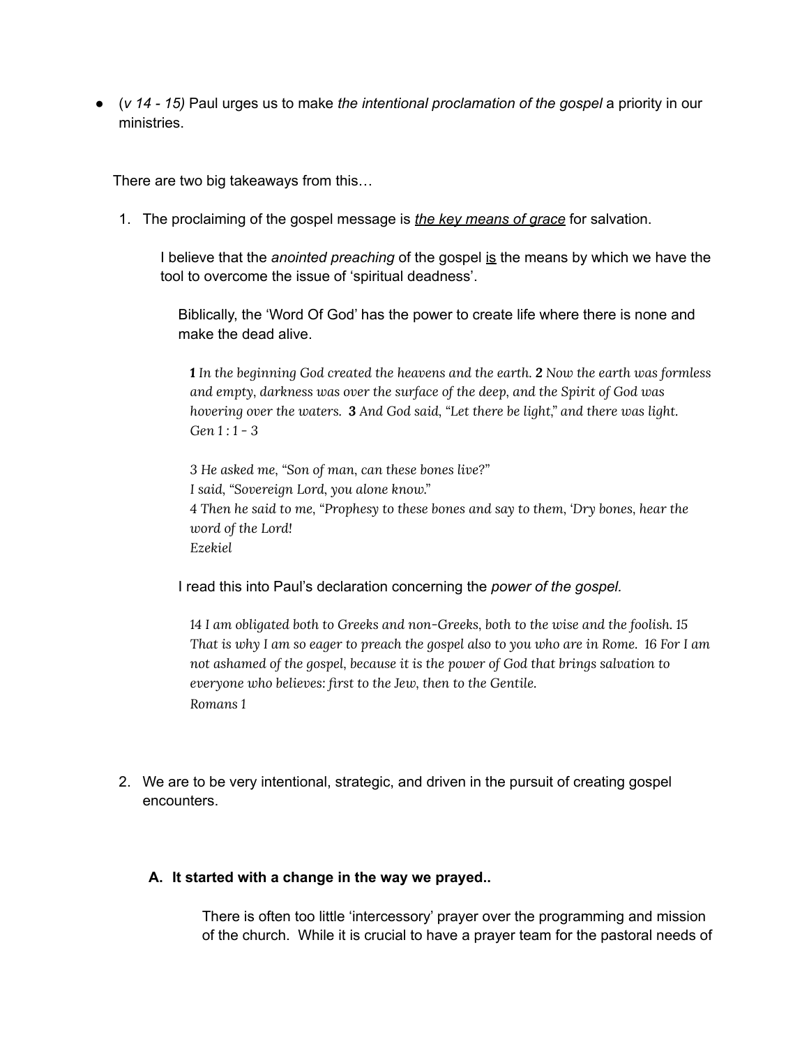- (*v 14 - 15)* Paul urges us to make *the intentional proclamation of the gospel* a priority in our ministries.

There are two big takeaways from this…

1. The proclaiming of the gospel message is <u>*the key means of grace*</u> for salvation.

    I believe that the *anointed preaching* of the gospel <u>is</u> the means by which we have the tool to overcome the issue of 'spiritual deadness'.

    Biblically, the 'Word Of God' has the power to create life where there is none and make the dead alive.

    > ***1*** *In the beginning God created the heavens and the earth.* ***2*** *Now the earth was formless and empty, darkness was over the surface of the deep, and the Spirit of God was hovering over the waters.* ***3*** *And God said, "Let there be light," and there was light.*
    > *Gen 1 : 1 - 3*
    >
    > *3 He asked me, "Son of man, can these bones live?"*
    > *I said, "Sovereign Lord, you alone know."*
    > *4 Then he said to me, "Prophesy to these bones and say to them, 'Dry bones, hear the word of the Lord!*
    > *Ezekiel*

    I read this into Paul's declaration concerning the *power of the gospel.*

    > *14 I am obligated both to Greeks and non-Greeks, both to the wise and the foolish. 15 That is why I am so eager to preach the gospel also to you who are in Rome. 16 For I am not ashamed of the gospel, because it is the power of God that brings salvation to everyone who believes: first to the Jew, then to the Gentile.*
    > *Romans 1*

2. We are to be very intentional, strategic, and driven in the pursuit of creating gospel encounters.

**A. It started with a change in the way we prayed..**

There is often too little 'intercessory' prayer over the programming and mission of the church. While it is crucial to have a prayer team for the pastoral needs of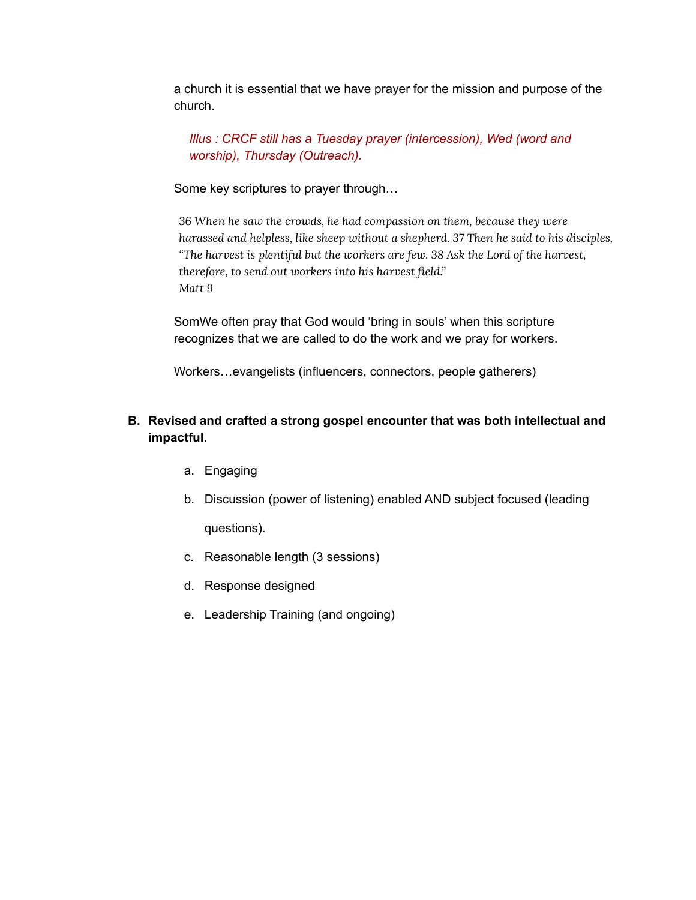a church it is essential that we have prayer for the mission and purpose of the church.

*Illus : CRCF still has a Tuesday prayer (intercession), Wed (word and worship), Thursday (Outreach).*

Some key scriptures to prayer through…

> *36 When he saw the crowds, he had compassion on them, because they were harassed and helpless, like sheep without a shepherd. 37 Then he said to his disciples, "The harvest is plentiful but the workers are few. 38 Ask the Lord of the harvest, therefore, to send out workers into his harvest field."*
> *Matt 9*

SomWe often pray that God would 'bring in souls' when this scripture recognizes that we are called to do the work and we pray for workers.

Workers…evangelists (influencers, connectors, people gatherers)

**B. Revised and crafted a strong gospel encounter that was both intellectual and impactful.**

a. Engaging

b. Discussion (power of listening) enabled AND subject focused (leading questions).

c. Reasonable length (3 sessions)

d. Response designed

e. Leadership Training (and ongoing)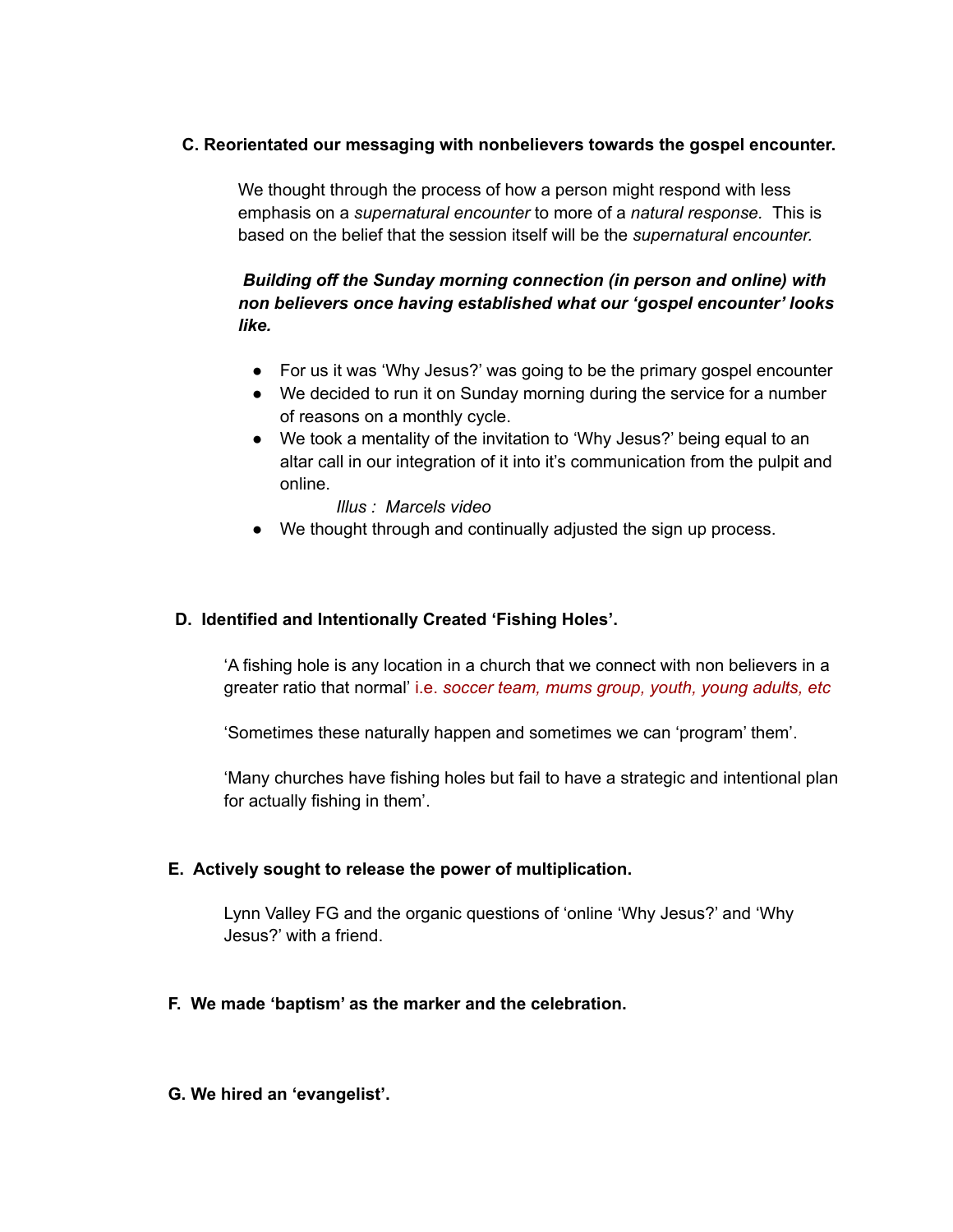**C. Reorientated our messaging with nonbelievers towards the gospel encounter.**

We thought through the process of how a person might respond with less emphasis on a *supernatural encounter* to more of a *natural response.* This is based on the belief that the session itself will be the *supernatural encounter.*

***Building off the Sunday morning connection (in person and online) with non believers once having established what our 'gospel encounter' looks like.***

- For us it was 'Why Jesus?' was going to be the primary gospel encounter
- We decided to run it on Sunday morning during the service for a number of reasons on a monthly cycle.
- We took a mentality of the invitation to 'Why Jesus?' being equal to an altar call in our integration of it into it's communication from the pulpit and online.

  *Illus : Marcels video*

- We thought through and continually adjusted the sign up process.

**D. Identified and Intentionally Created 'Fishing Holes'.**

'A fishing hole is any location in a church that we connect with non believers in a greater ratio that normal' i.e. *soccer team, mums group, youth, young adults, etc*

'Sometimes these naturally happen and sometimes we can 'program' them'.

'Many churches have fishing holes but fail to have a strategic and intentional plan for actually fishing in them'.

**E. Actively sought to release the power of multiplication.**

Lynn Valley FG and the organic questions of 'online 'Why Jesus?' and 'Why Jesus?' with a friend.

**F. We made 'baptism' as the marker and the celebration.**

**G. We hired an 'evangelist'.**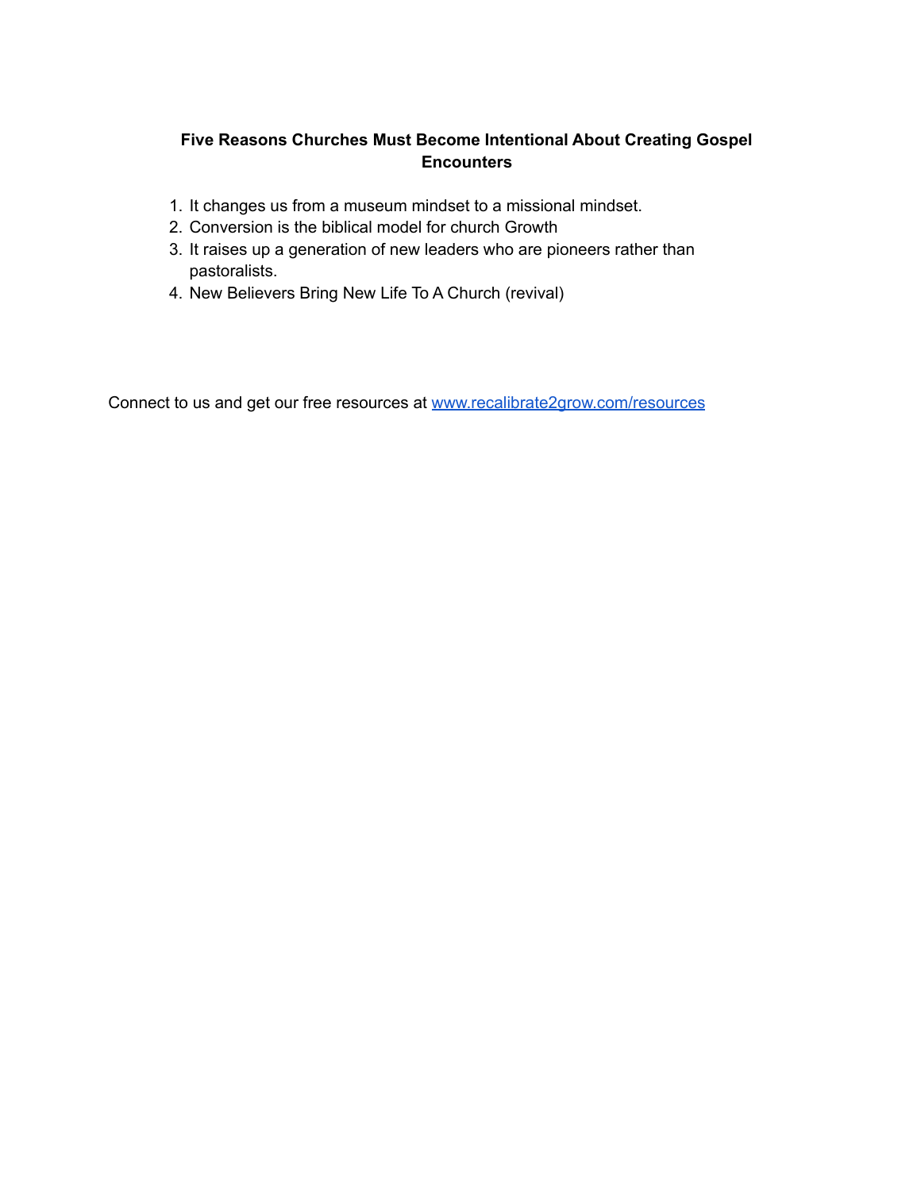**Five Reasons Churches Must Become Intentional About Creating Gospel Encounters**

1. It changes us from a museum mindset to a missional mindset.
2. Conversion is the biblical model for church Growth
3. It raises up a generation of new leaders who are pioneers rather than pastoralists.
4. New Believers Bring New Life To A Church (revival)

Connect to us and get our free resources at [www.recalibrate2grow.com/resources](http://www.recalibrate2grow.com/resources)